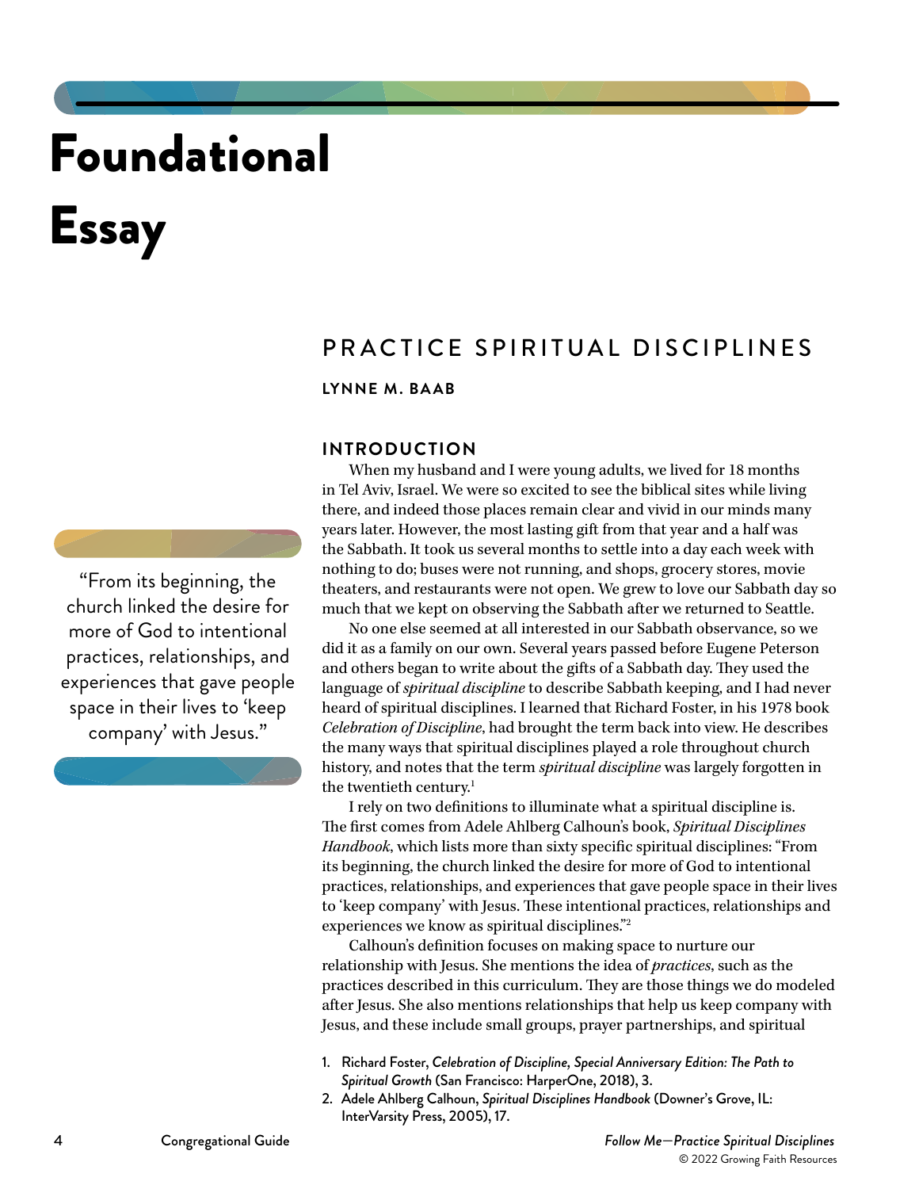# Foundational Essay

## PRACTICE SPIRITUAL DISCIPLINES

**LYNNE M. BAAB**

### INTRODUCTION

When my husband and I were young adults, we lived for 18 months in Tel Aviv, Israel. We were so excited to see the biblical sites while living there, and indeed those places remain clear and vivid in our minds many years later. However, the most lasting gift from that year and a half was the Sabbath. It took us several months to settle into a day each week with nothing to do; buses were not running, and shops, grocery stores, movie theaters, and restaurants were not open. We grew to love our Sabbath day so much that we kept on observing the Sabbath after we returned to Seattle.

No one else seemed at all interested in our Sabbath observance, so we did it as a family on our own. Several years passed before Eugene Peterson and others began to write about the gifts of a Sabbath day. They used the language of *spiritual discipline* to describe Sabbath keeping, and I had never heard of spiritual disciplines. I learned that Richard Foster, in his 1978 book *Celebration of Discipline*, had brought the term back into view. He describes the many ways that spiritual disciplines played a role throughout church history, and notes that the term *spiritual discipline* was largely forgotten in the twentieth century.[1]

> "From its beginning, the church linked the desire for more of God to intentional practices, relationships, and experiences that gave people space in their lives to 'keep company' with Jesus."

I rely on two definitions to illuminate what a spiritual discipline is. The first comes from Adele Ahlberg Calhoun's book, *Spiritual Disciplines Handbook*, which lists more than sixty specific spiritual disciplines: "From its beginning, the church linked the desire for more of God to intentional practices, relationships, and experiences that gave people space in their lives to 'keep company' with Jesus. These intentional practices, relationships and experiences we know as spiritual disciplines."[2]

Calhoun's definition focuses on making space to nurture our relationship with Jesus. She mentions the idea of *practices*, such as the practices described in this curriculum. They are those things we do modeled after Jesus. She also mentions relationships that help us keep company with Jesus, and these include small groups, prayer partnerships, and spiritual

1. Richard Foster, ***Celebration of Discipline, Special Anniversary Edition: The Path to Spiritual Growth*** (San Francisco: HarperOne, 2018), 3.
2. Adele Ahlberg Calhoun, ***Spiritual Disciplines Handbook*** (Downer's Grove, IL: InterVarsity Press, 2005), 17.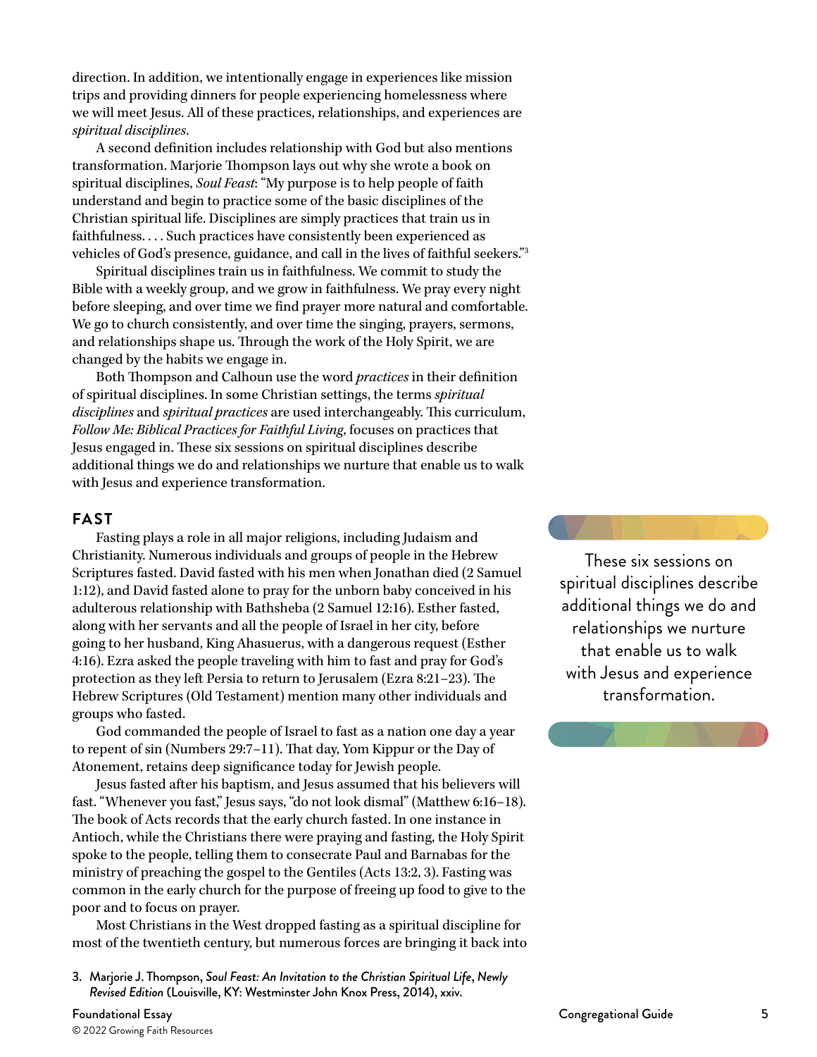direction. In addition, we intentionally engage in experiences like mission trips and providing dinners for people experiencing homelessness where we will meet Jesus. All of these practices, relationships, and experiences are *spiritual disciplines*.

A second definition includes relationship with God but also mentions transformation. Marjorie Thompson lays out why she wrote a book on spiritual disciplines, *Soul Feast*: "My purpose is to help people of faith understand and begin to practice some of the basic disciplines of the Christian spiritual life. Disciplines are simply practices that train us in faithfulness. . . . Such practices have consistently been experienced as vehicles of God's presence, guidance, and call in the lives of faithful seekers."[3]

Spiritual disciplines train us in faithfulness. We commit to study the Bible with a weekly group, and we grow in faithfulness. We pray every night before sleeping, and over time we find prayer more natural and comfortable. We go to church consistently, and over time the singing, prayers, sermons, and relationships shape us. Through the work of the Holy Spirit, we are changed by the habits we engage in.

Both Thompson and Calhoun use the word *practices* in their definition of spiritual disciplines. In some Christian settings, the terms *spiritual disciplines* and *spiritual practices* are used interchangeably. This curriculum, *Follow Me: Biblical Practices for Faithful Living*, focuses on practices that Jesus engaged in. These six sessions on spiritual disciplines describe additional things we do and relationships we nurture that enable us to walk with Jesus and experience transformation.

> These six sessions on spiritual disciplines describe additional things we do and relationships we nurture that enable us to walk with Jesus and experience transformation.

## FAST

Fasting plays a role in all major religions, including Judaism and Christianity. Numerous individuals and groups of people in the Hebrew Scriptures fasted. David fasted with his men when Jonathan died (2 Samuel 1:12), and David fasted alone to pray for the unborn baby conceived in his adulterous relationship with Bathsheba (2 Samuel 12:16). Esther fasted, along with her servants and all the people of Israel in her city, before going to her husband, King Ahasuerus, with a dangerous request (Esther 4:16). Ezra asked the people traveling with him to fast and pray for God's protection as they left Persia to return to Jerusalem (Ezra 8:21–23). The Hebrew Scriptures (Old Testament) mention many other individuals and groups who fasted.

God commanded the people of Israel to fast as a nation one day a year to repent of sin (Numbers 29:7–11). That day, Yom Kippur or the Day of Atonement, retains deep significance today for Jewish people.

Jesus fasted after his baptism, and Jesus assumed that his believers will fast. "Whenever you fast," Jesus says, "do not look dismal" (Matthew 6:16–18). The book of Acts records that the early church fasted. In one instance in Antioch, while the Christians there were praying and fasting, the Holy Spirit spoke to the people, telling them to consecrate Paul and Barnabas for the ministry of preaching the gospel to the Gentiles (Acts 13:2, 3). Fasting was common in the early church for the purpose of freeing up food to give to the poor and to focus on prayer.

Most Christians in the West dropped fasting as a spiritual discipline for most of the twentieth century, but numerous forces are bringing it back into

3. Marjorie J. Thompson, *Soul Feast: An Invitation to the Christian Spiritual Life, Newly Revised Edition* (Louisville, KY: Westminster John Knox Press, 2014), xxiv.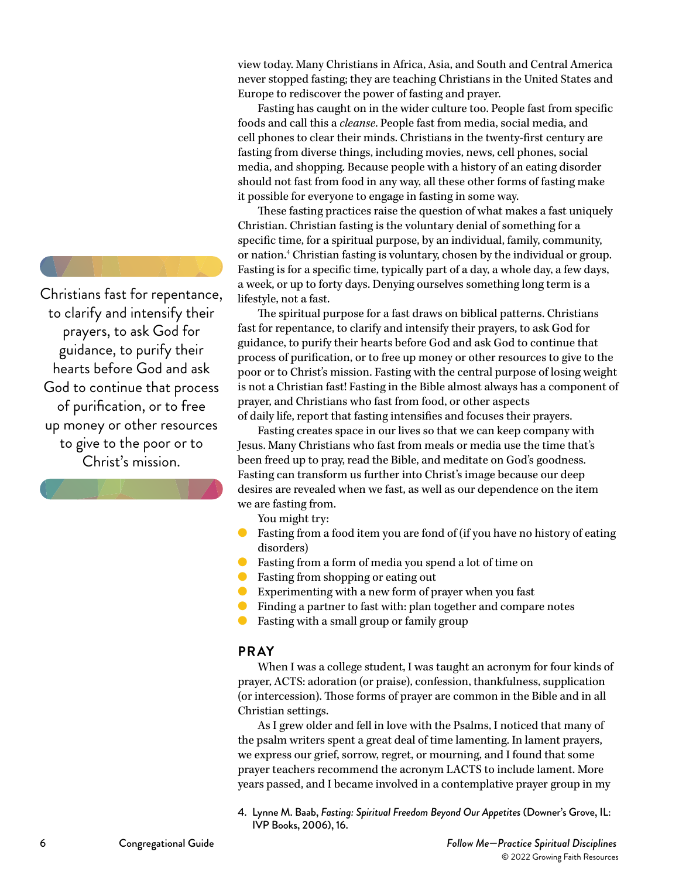view today. Many Christians in Africa, Asia, and South and Central America never stopped fasting; they are teaching Christians in the United States and Europe to rediscover the power of fasting and prayer.

Fasting has caught on in the wider culture too. People fast from specific foods and call this a *cleanse*. People fast from media, social media, and cell phones to clear their minds. Christians in the twenty-first century are fasting from diverse things, including movies, news, cell phones, social media, and shopping. Because people with a history of an eating disorder should not fast from food in any way, all these other forms of fasting make it possible for everyone to engage in fasting in some way.

These fasting practices raise the question of what makes a fast uniquely Christian. Christian fasting is the voluntary denial of something for a specific time, for a spiritual purpose, by an individual, family, community, or nation.[4] Christian fasting is voluntary, chosen by the individual or group. Fasting is for a specific time, typically part of a day, a whole day, a few days, a week, or up to forty days. Denying ourselves something long term is a lifestyle, not a fast.

The spiritual purpose for a fast draws on biblical patterns. Christians fast for repentance, to clarify and intensify their prayers, to ask God for guidance, to purify their hearts before God and ask God to continue that process of purification, or to free up money or other resources to give to the poor or to Christ's mission. Fasting with the central purpose of losing weight is not a Christian fast! Fasting in the Bible almost always has a component of prayer, and Christians who fast from food, or other aspects of daily life, report that fasting intensifies and focuses their prayers.

> Christians fast for repentance, to clarify and intensify their prayers, to ask God for guidance, to purify their hearts before God and ask God to continue that process of purification, or to free up money or other resources to give to the poor or to Christ's mission.

Fasting creates space in our lives so that we can keep company with Jesus. Many Christians who fast from meals or media use the time that's been freed up to pray, read the Bible, and meditate on God's goodness. Fasting can transform us further into Christ's image because our deep desires are revealed when we fast, as well as our dependence on the item we are fasting from.

You might try:

- Fasting from a food item you are fond of (if you have no history of eating disorders)
- Fasting from a form of media you spend a lot of time on
- Fasting from shopping or eating out
- Experimenting with a new form of prayer when you fast
- Finding a partner to fast with: plan together and compare notes
- Fasting with a small group or family group

## PRAY

When I was a college student, I was taught an acronym for four kinds of prayer, ACTS: adoration (or praise), confession, thankfulness, supplication (or intercession). Those forms of prayer are common in the Bible and in all Christian settings.

As I grew older and fell in love with the Psalms, I noticed that many of the psalm writers spent a great deal of time lamenting. In lament prayers, we express our grief, sorrow, regret, or mourning, and I found that some prayer teachers recommend the acronym LACTS to include lament. More years passed, and I became involved in a contemplative prayer group in my

4. Lynne M. Baab, *Fasting: Spiritual Freedom Beyond Our Appetites* (Downer's Grove, IL: IVP Books, 2006), 16.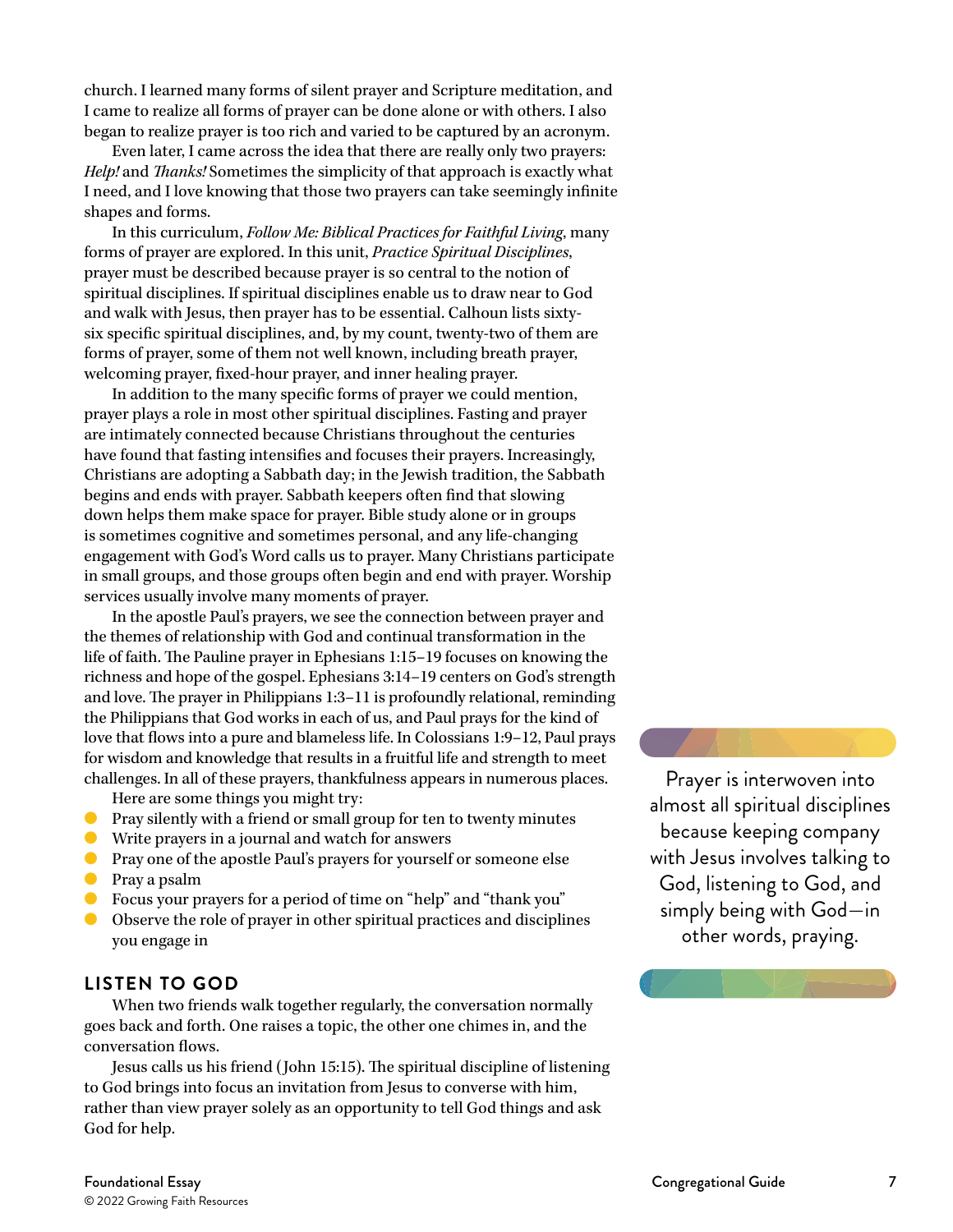church. I learned many forms of silent prayer and Scripture meditation, and I came to realize all forms of prayer can be done alone or with others. I also began to realize prayer is too rich and varied to be captured by an acronym.

Even later, I came across the idea that there are really only two prayers: *Help!* and *Thanks!* Sometimes the simplicity of that approach is exactly what I need, and I love knowing that those two prayers can take seemingly infinite shapes and forms.

In this curriculum, *Follow Me: Biblical Practices for Faithful Living*, many forms of prayer are explored. In this unit, *Practice Spiritual Disciplines*, prayer must be described because prayer is so central to the notion of spiritual disciplines. If spiritual disciplines enable us to draw near to God and walk with Jesus, then prayer has to be essential. Calhoun lists sixty-six specific spiritual disciplines, and, by my count, twenty-two of them are forms of prayer, some of them not well known, including breath prayer, welcoming prayer, fixed-hour prayer, and inner healing prayer.

In addition to the many specific forms of prayer we could mention, prayer plays a role in most other spiritual disciplines. Fasting and prayer are intimately connected because Christians throughout the centuries have found that fasting intensifies and focuses their prayers. Increasingly, Christians are adopting a Sabbath day; in the Jewish tradition, the Sabbath begins and ends with prayer. Sabbath keepers often find that slowing down helps them make space for prayer. Bible study alone or in groups is sometimes cognitive and sometimes personal, and any life-changing engagement with God's Word calls us to prayer. Many Christians participate in small groups, and those groups often begin and end with prayer. Worship services usually involve many moments of prayer.

In the apostle Paul's prayers, we see the connection between prayer and the themes of relationship with God and continual transformation in the life of faith. The Pauline prayer in Ephesians 1:15–19 focuses on knowing the richness and hope of the gospel. Ephesians 3:14–19 centers on God's strength and love. The prayer in Philippians 1:3–11 is profoundly relational, reminding the Philippians that God works in each of us, and Paul prays for the kind of love that flows into a pure and blameless life. In Colossians 1:9–12, Paul prays for wisdom and knowledge that results in a fruitful life and strength to meet challenges. In all of these prayers, thankfulness appears in numerous places.

Here are some things you might try:

- Pray silently with a friend or small group for ten to twenty minutes
- Write prayers in a journal and watch for answers
- Pray one of the apostle Paul's prayers for yourself or someone else
- Pray a psalm
- Focus your prayers for a period of time on "help" and "thank you"
- Observe the role of prayer in other spiritual practices and disciplines you engage in

> Prayer is interwoven into almost all spiritual disciplines because keeping company with Jesus involves talking to God, listening to God, and simply being with God—in other words, praying.

## LISTEN TO GOD

When two friends walk together regularly, the conversation normally goes back and forth. One raises a topic, the other one chimes in, and the conversation flows.

Jesus calls us his friend (John 15:15). The spiritual discipline of listening to God brings into focus an invitation from Jesus to converse with him, rather than view prayer solely as an opportunity to tell God things and ask God for help.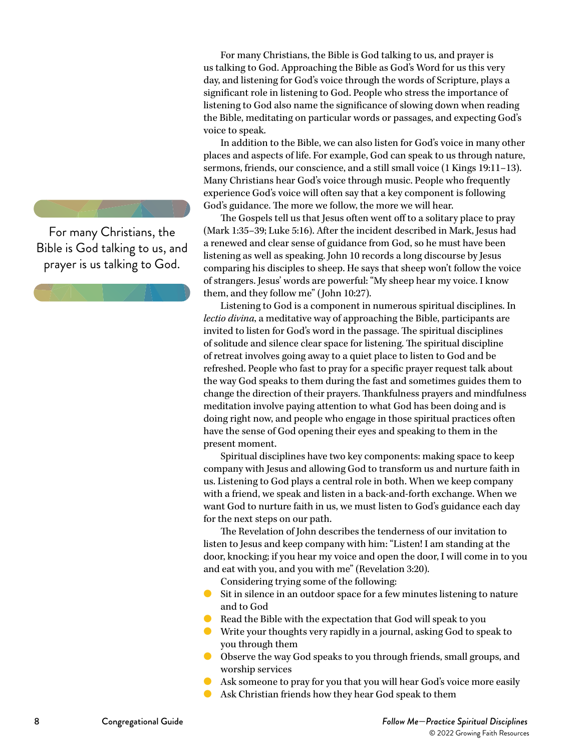For many Christians, the Bible is God talking to us, and prayer is us talking to God. Approaching the Bible as God's Word for us this very day, and listening for God's voice through the words of Scripture, plays a significant role in listening to God. People who stress the importance of listening to God also name the significance of slowing down when reading the Bible, meditating on particular words or passages, and expecting God's voice to speak.

In addition to the Bible, we can also listen for God's voice in many other places and aspects of life. For example, God can speak to us through nature, sermons, friends, our conscience, and a still small voice (1 Kings 19:11–13). Many Christians hear God's voice through music. People who frequently experience God's voice will often say that a key component is following God's guidance. The more we follow, the more we will hear.

> For many Christians, the Bible is God talking to us, and prayer is us talking to God.

The Gospels tell us that Jesus often went off to a solitary place to pray (Mark 1:35–39; Luke 5:16). After the incident described in Mark, Jesus had a renewed and clear sense of guidance from God, so he must have been listening as well as speaking. John 10 records a long discourse by Jesus comparing his disciples to sheep. He says that sheep won't follow the voice of strangers. Jesus' words are powerful: "My sheep hear my voice. I know them, and they follow me" (John 10:27).

Listening to God is a component in numerous spiritual disciplines. In *lectio divina*, a meditative way of approaching the Bible, participants are invited to listen for God's word in the passage. The spiritual disciplines of solitude and silence clear space for listening. The spiritual discipline of retreat involves going away to a quiet place to listen to God and be refreshed. People who fast to pray for a specific prayer request talk about the way God speaks to them during the fast and sometimes guides them to change the direction of their prayers. Thankfulness prayers and mindfulness meditation involve paying attention to what God has been doing and is doing right now, and people who engage in those spiritual practices often have the sense of God opening their eyes and speaking to them in the present moment.

Spiritual disciplines have two key components: making space to keep company with Jesus and allowing God to transform us and nurture faith in us. Listening to God plays a central role in both. When we keep company with a friend, we speak and listen in a back-and-forth exchange. When we want God to nurture faith in us, we must listen to God's guidance each day for the next steps on our path.

The Revelation of John describes the tenderness of our invitation to listen to Jesus and keep company with him: "Listen! I am standing at the door, knocking; if you hear my voice and open the door, I will come in to you and eat with you, and you with me" (Revelation 3:20).

Considering trying some of the following:

- Sit in silence in an outdoor space for a few minutes listening to nature and to God
- Read the Bible with the expectation that God will speak to you
- Write your thoughts very rapidly in a journal, asking God to speak to you through them
- Observe the way God speaks to you through friends, small groups, and worship services
- Ask someone to pray for you that you will hear God's voice more easily
- Ask Christian friends how they hear God speak to them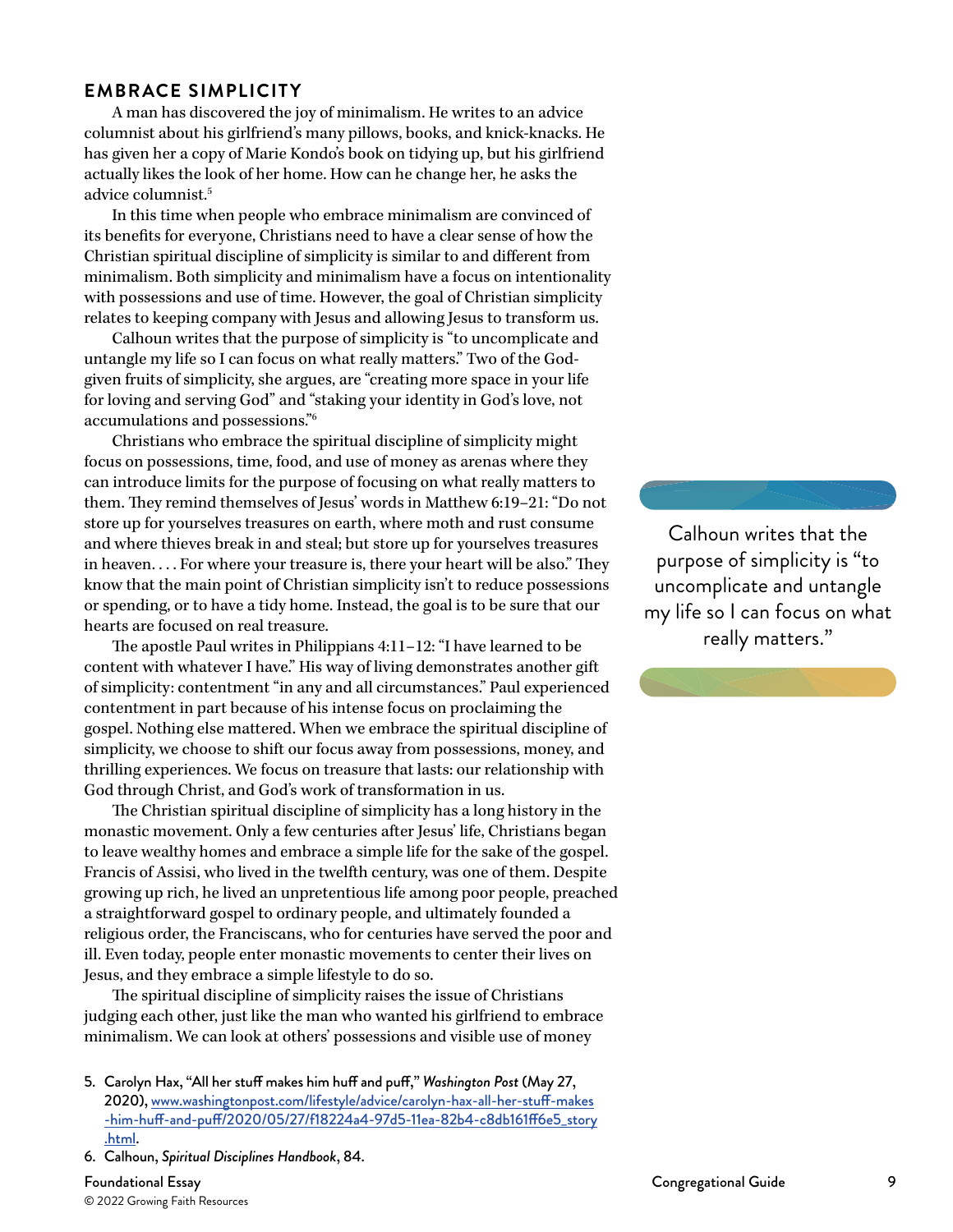## EMBRACE SIMPLICITY

A man has discovered the joy of minimalism. He writes to an advice columnist about his girlfriend's many pillows, books, and knick-knacks. He has given her a copy of Marie Kondo's book on tidying up, but his girlfriend actually likes the look of her home. How can he change her, he asks the advice columnist.[5]

In this time when people who embrace minimalism are convinced of its benefits for everyone, Christians need to have a clear sense of how the Christian spiritual discipline of simplicity is similar to and different from minimalism. Both simplicity and minimalism have a focus on intentionality with possessions and use of time. However, the goal of Christian simplicity relates to keeping company with Jesus and allowing Jesus to transform us.

Calhoun writes that the purpose of simplicity is "to uncomplicate and untangle my life so I can focus on what really matters." Two of the God-given fruits of simplicity, she argues, are "creating more space in your life for loving and serving God" and "staking your identity in God's love, not accumulations and possessions."[6]

Christians who embrace the spiritual discipline of simplicity might focus on possessions, time, food, and use of money as arenas where they can introduce limits for the purpose of focusing on what really matters to them. They remind themselves of Jesus' words in Matthew 6:19–21: "Do not store up for yourselves treasures on earth, where moth and rust consume and where thieves break in and steal; but store up for yourselves treasures in heaven. . . . For where your treasure is, there your heart will be also." They know that the main point of Christian simplicity isn't to reduce possessions or spending, or to have a tidy home. Instead, the goal is to be sure that our hearts are focused on real treasure.

> Calhoun writes that the purpose of simplicity is "to uncomplicate and untangle my life so I can focus on what really matters."

The apostle Paul writes in Philippians 4:11–12: "I have learned to be content with whatever I have." His way of living demonstrates another gift of simplicity: contentment "in any and all circumstances." Paul experienced contentment in part because of his intense focus on proclaiming the gospel. Nothing else mattered. When we embrace the spiritual discipline of simplicity, we choose to shift our focus away from possessions, money, and thrilling experiences. We focus on treasure that lasts: our relationship with God through Christ, and God's work of transformation in us.

The Christian spiritual discipline of simplicity has a long history in the monastic movement. Only a few centuries after Jesus' life, Christians began to leave wealthy homes and embrace a simple life for the sake of the gospel. Francis of Assisi, who lived in the twelfth century, was one of them. Despite growing up rich, he lived an unpretentious life among poor people, preached a straightforward gospel to ordinary people, and ultimately founded a religious order, the Franciscans, who for centuries have served the poor and ill. Even today, people enter monastic movements to center their lives on Jesus, and they embrace a simple lifestyle to do so.

The spiritual discipline of simplicity raises the issue of Christians judging each other, just like the man who wanted his girlfriend to embrace minimalism. We can look at others' possessions and visible use of money

5. Carolyn Hax, "All her stuff makes him huff and puff," *Washington Post* (May 27, 2020), www.washingtonpost.com/lifestyle/advice/carolyn-hax-all-her-stuff-makes-him-huff-and-puff/2020/05/27/f18224a4-97d5-11ea-82b4-c8db161ff6e5_story.html.
6. Calhoun, *Spiritual Disciplines Handbook*, 84.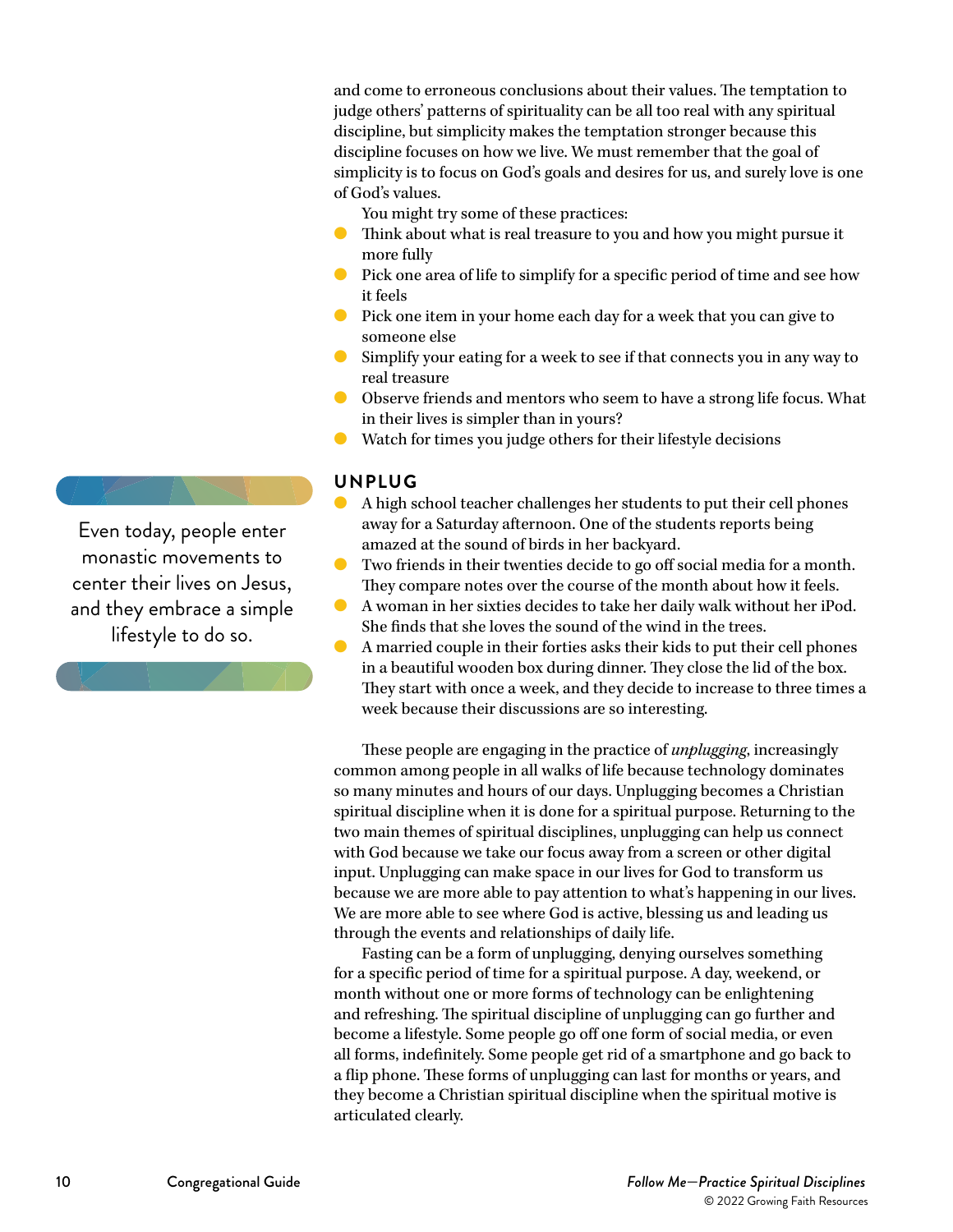and come to erroneous conclusions about their values. The temptation to judge others' patterns of spirituality can be all too real with any spiritual discipline, but simplicity makes the temptation stronger because this discipline focuses on how we live. We must remember that the goal of simplicity is to focus on God's goals and desires for us, and surely love is one of God's values.

You might try some of these practices:

- Think about what is real treasure to you and how you might pursue it more fully
- Pick one area of life to simplify for a specific period of time and see how it feels
- Pick one item in your home each day for a week that you can give to someone else
- Simplify your eating for a week to see if that connects you in any way to real treasure
- Observe friends and mentors who seem to have a strong life focus. What in their lives is simpler than in yours?
- Watch for times you judge others for their lifestyle decisions

> Even today, people enter monastic movements to center their lives on Jesus, and they embrace a simple lifestyle to do so.

## UNPLUG

- A high school teacher challenges her students to put their cell phones away for a Saturday afternoon. One of the students reports being amazed at the sound of birds in her backyard.
- Two friends in their twenties decide to go off social media for a month. They compare notes over the course of the month about how it feels.
- A woman in her sixties decides to take her daily walk without her iPod. She finds that she loves the sound of the wind in the trees.
- A married couple in their forties asks their kids to put their cell phones in a beautiful wooden box during dinner. They close the lid of the box. They start with once a week, and they decide to increase to three times a week because their discussions are so interesting.

These people are engaging in the practice of *unplugging*, increasingly common among people in all walks of life because technology dominates so many minutes and hours of our days. Unplugging becomes a Christian spiritual discipline when it is done for a spiritual purpose. Returning to the two main themes of spiritual disciplines, unplugging can help us connect with God because we take our focus away from a screen or other digital input. Unplugging can make space in our lives for God to transform us because we are more able to pay attention to what's happening in our lives. We are more able to see where God is active, blessing us and leading us through the events and relationships of daily life.

Fasting can be a form of unplugging, denying ourselves something for a specific period of time for a spiritual purpose. A day, weekend, or month without one or more forms of technology can be enlightening and refreshing. The spiritual discipline of unplugging can go further and become a lifestyle. Some people go off one form of social media, or even all forms, indefinitely. Some people get rid of a smartphone and go back to a flip phone. These forms of unplugging can last for months or years, and they become a Christian spiritual discipline when the spiritual motive is articulated clearly.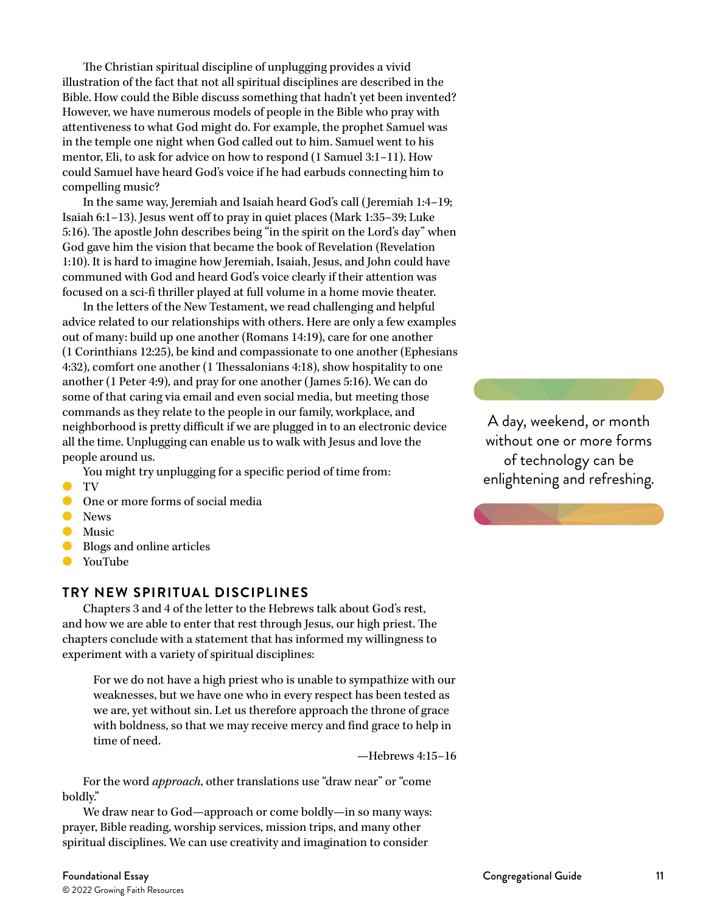The Christian spiritual discipline of unplugging provides a vivid illustration of the fact that not all spiritual disciplines are described in the Bible. How could the Bible discuss something that hadn't yet been invented? However, we have numerous models of people in the Bible who pray with attentiveness to what God might do. For example, the prophet Samuel was in the temple one night when God called out to him. Samuel went to his mentor, Eli, to ask for advice on how to respond (1 Samuel 3:1–11). How could Samuel have heard God's voice if he had earbuds connecting him to compelling music?

In the same way, Jeremiah and Isaiah heard God's call (Jeremiah 1:4–19; Isaiah 6:1–13). Jesus went off to pray in quiet places (Mark 1:35–39; Luke 5:16). The apostle John describes being "in the spirit on the Lord's day" when God gave him the vision that became the book of Revelation (Revelation 1:10). It is hard to imagine how Jeremiah, Isaiah, Jesus, and John could have communed with God and heard God's voice clearly if their attention was focused on a sci-fi thriller played at full volume in a home movie theater.

In the letters of the New Testament, we read challenging and helpful advice related to our relationships with others. Here are only a few examples out of many: build up one another (Romans 14:19), care for one another (1 Corinthians 12:25), be kind and compassionate to one another (Ephesians 4:32), comfort one another (1 Thessalonians 4:18), show hospitality to one another (1 Peter 4:9), and pray for one another (James 5:16). We can do some of that caring via email and even social media, but meeting those commands as they relate to the people in our family, workplace, and neighborhood is pretty difficult if we are plugged in to an electronic device all the time. Unplugging can enable us to walk with Jesus and love the people around us.

> A day, weekend, or month without one or more forms of technology can be enlightening and refreshing.

You might try unplugging for a specific period of time from:

- TV
- One or more forms of social media
- News
- Music
- Blogs and online articles
- YouTube

## TRY NEW SPIRITUAL DISCIPLINES

Chapters 3 and 4 of the letter to the Hebrews talk about God's rest, and how we are able to enter that rest through Jesus, our high priest. The chapters conclude with a statement that has informed my willingness to experiment with a variety of spiritual disciplines:

> For we do not have a high priest who is unable to sympathize with our weaknesses, but we have one who in every respect has been tested as we are, yet without sin. Let us therefore approach the throne of grace with boldness, so that we may receive mercy and find grace to help in time of need.
>
> —Hebrews 4:15–16

For the word *approach*, other translations use "draw near" or "come boldly."

We draw near to God—approach or come boldly—in so many ways: prayer, Bible reading, worship services, mission trips, and many other spiritual disciplines. We can use creativity and imagination to consider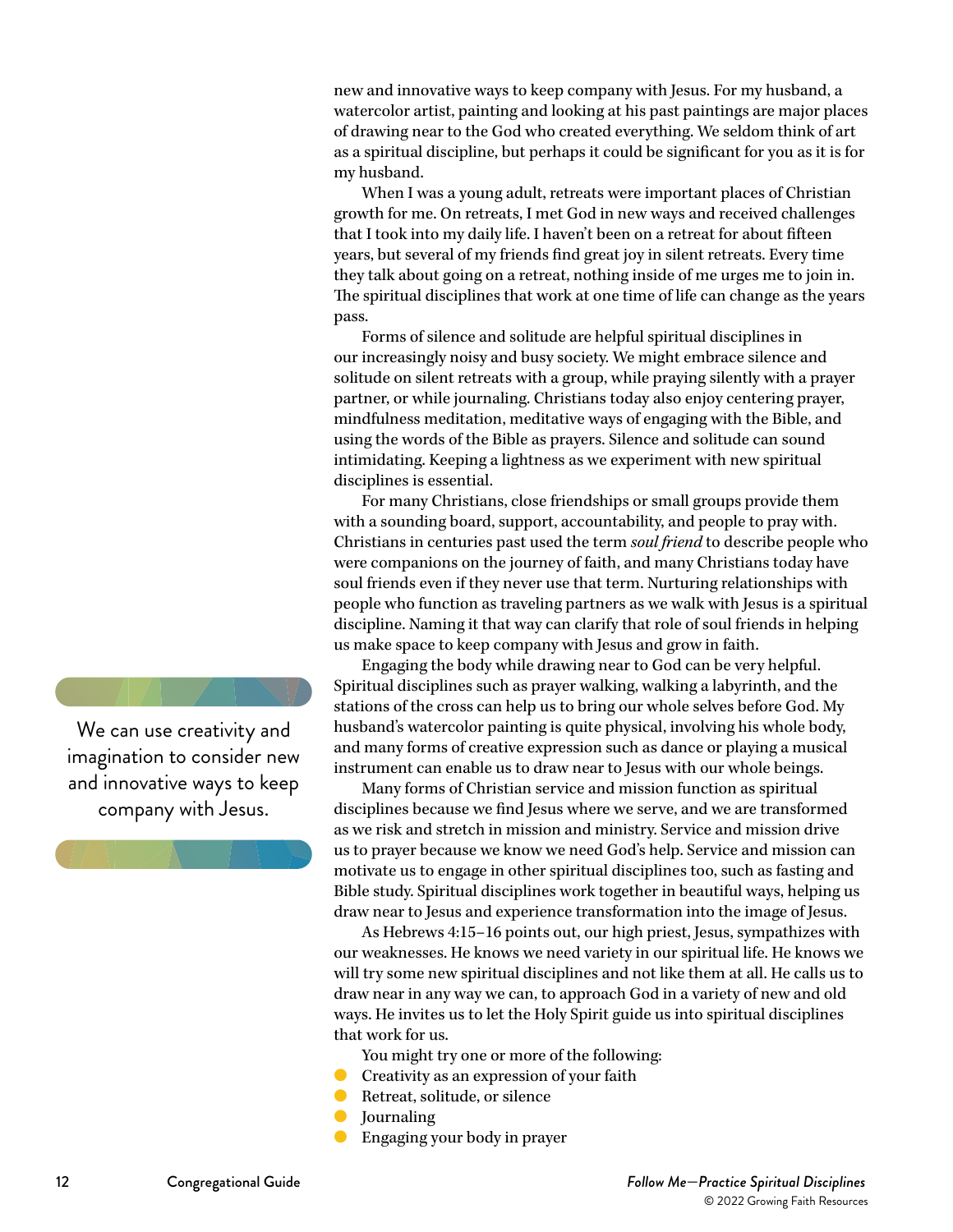new and innovative ways to keep company with Jesus. For my husband, a watercolor artist, painting and looking at his past paintings are major places of drawing near to the God who created everything. We seldom think of art as a spiritual discipline, but perhaps it could be significant for you as it is for my husband.

When I was a young adult, retreats were important places of Christian growth for me. On retreats, I met God in new ways and received challenges that I took into my daily life. I haven't been on a retreat for about fifteen years, but several of my friends find great joy in silent retreats. Every time they talk about going on a retreat, nothing inside of me urges me to join in. The spiritual disciplines that work at one time of life can change as the years pass.

Forms of silence and solitude are helpful spiritual disciplines in our increasingly noisy and busy society. We might embrace silence and solitude on silent retreats with a group, while praying silently with a prayer partner, or while journaling. Christians today also enjoy centering prayer, mindfulness meditation, meditative ways of engaging with the Bible, and using the words of the Bible as prayers. Silence and solitude can sound intimidating. Keeping a lightness as we experiment with new spiritual disciplines is essential.

For many Christians, close friendships or small groups provide them with a sounding board, support, accountability, and people to pray with. Christians in centuries past used the term *soul friend* to describe people who were companions on the journey of faith, and many Christians today have soul friends even if they never use that term. Nurturing relationships with people who function as traveling partners as we walk with Jesus is a spiritual discipline. Naming it that way can clarify that role of soul friends in helping us make space to keep company with Jesus and grow in faith.

> We can use creativity and imagination to consider new and innovative ways to keep company with Jesus.

Engaging the body while drawing near to God can be very helpful. Spiritual disciplines such as prayer walking, walking a labyrinth, and the stations of the cross can help us to bring our whole selves before God. My husband's watercolor painting is quite physical, involving his whole body, and many forms of creative expression such as dance or playing a musical instrument can enable us to draw near to Jesus with our whole beings.

Many forms of Christian service and mission function as spiritual disciplines because we find Jesus where we serve, and we are transformed as we risk and stretch in mission and ministry. Service and mission drive us to prayer because we know we need God's help. Service and mission can motivate us to engage in other spiritual disciplines too, such as fasting and Bible study. Spiritual disciplines work together in beautiful ways, helping us draw near to Jesus and experience transformation into the image of Jesus.

As Hebrews 4:15–16 points out, our high priest, Jesus, sympathizes with our weaknesses. He knows we need variety in our spiritual life. He knows we will try some new spiritual disciplines and not like them at all. He calls us to draw near in any way we can, to approach God in a variety of new and old ways. He invites us to let the Holy Spirit guide us into spiritual disciplines that work for us.

You might try one or more of the following:

- Creativity as an expression of your faith
- Retreat, solitude, or silence
- Journaling
- Engaging your body in prayer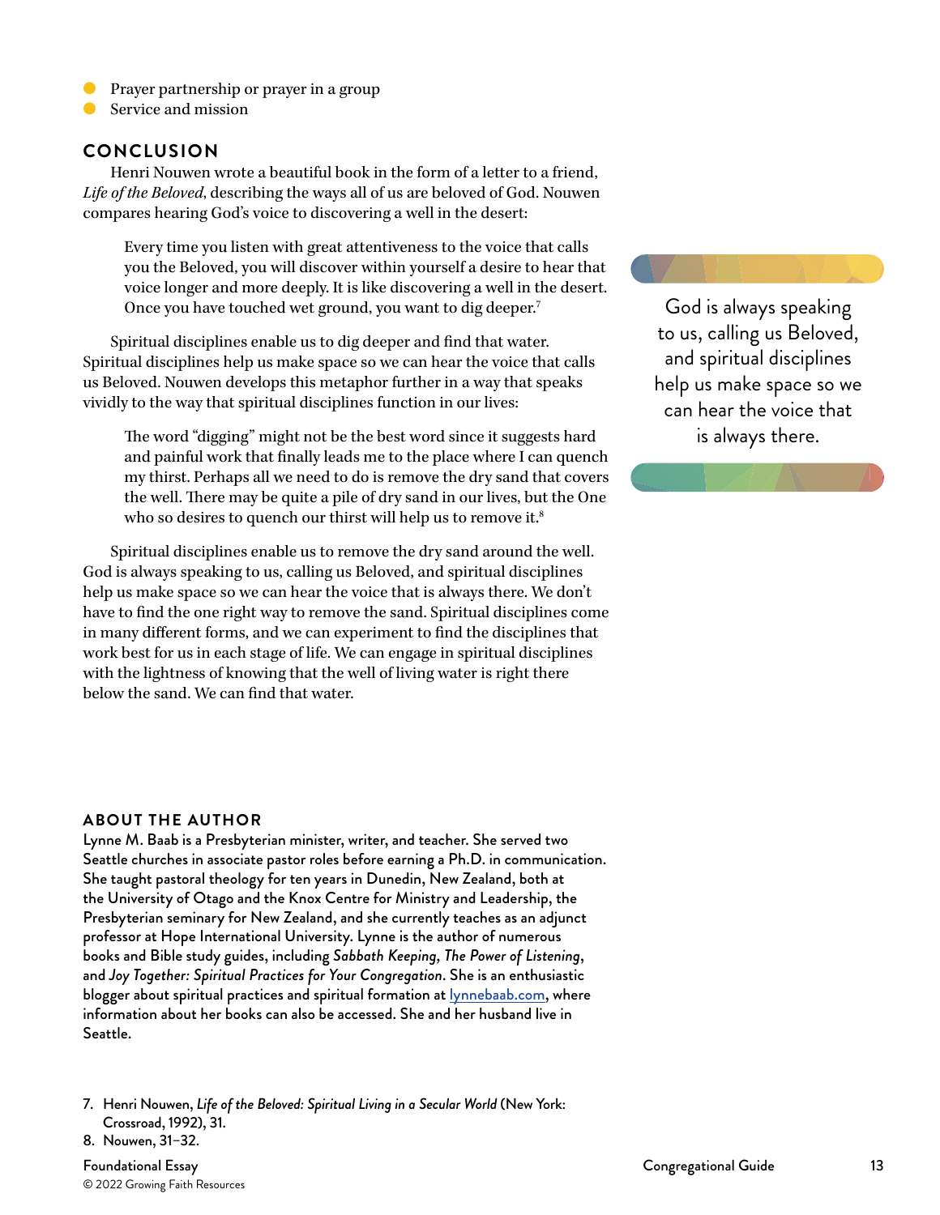- Prayer partnership or prayer in a group
- Service and mission

## CONCLUSION

Henri Nouwen wrote a beautiful book in the form of a letter to a friend, *Life of the Beloved*, describing the ways all of us are beloved of God. Nouwen compares hearing God's voice to discovering a well in the desert:

> Every time you listen with great attentiveness to the voice that calls you the Beloved, you will discover within yourself a desire to hear that voice longer and more deeply. It is like discovering a well in the desert. Once you have touched wet ground, you want to dig deeper.[7]

Spiritual disciplines enable us to dig deeper and find that water. Spiritual disciplines help us make space so we can hear the voice that calls us Beloved. Nouwen develops this metaphor further in a way that speaks vividly to the way that spiritual disciplines function in our lives:

> The word "digging" might not be the best word since it suggests hard and painful work that finally leads me to the place where I can quench my thirst. Perhaps all we need to do is remove the dry sand that covers the well. There may be quite a pile of dry sand in our lives, but the One who so desires to quench our thirst will help us to remove it.[8]

Spiritual disciplines enable us to remove the dry sand around the well. God is always speaking to us, calling us Beloved, and spiritual disciplines help us make space so we can hear the voice that is always there. We don't have to find the one right way to remove the sand. Spiritual disciplines come in many different forms, and we can experiment to find the disciplines that work best for us in each stage of life. We can engage in spiritual disciplines with the lightness of knowing that the well of living water is right there below the sand. We can find that water.

> God is always speaking to us, calling us Beloved, and spiritual disciplines help us make space so we can hear the voice that is always there.

## ABOUT THE AUTHOR

Lynne M. Baab is a Presbyterian minister, writer, and teacher. She served two Seattle churches in associate pastor roles before earning a Ph.D. in communication. She taught pastoral theology for ten years in Dunedin, New Zealand, both at the University of Otago and the Knox Centre for Ministry and Leadership, the Presbyterian seminary for New Zealand, and she currently teaches as an adjunct professor at Hope International University. Lynne is the author of numerous books and Bible study guides, including *Sabbath Keeping*, *The Power of Listening*, and *Joy Together: Spiritual Practices for Your Congregation*. She is an enthusiastic blogger about spiritual practices and spiritual formation at lynnebaab.com, where information about her books can also be accessed. She and her husband live in Seattle.

7. Henri Nouwen, *Life of the Beloved: Spiritual Living in a Secular World* (New York: Crossroad, 1992), 31.
8. Nouwen, 31–32.

© 2022 Growing Faith Resources